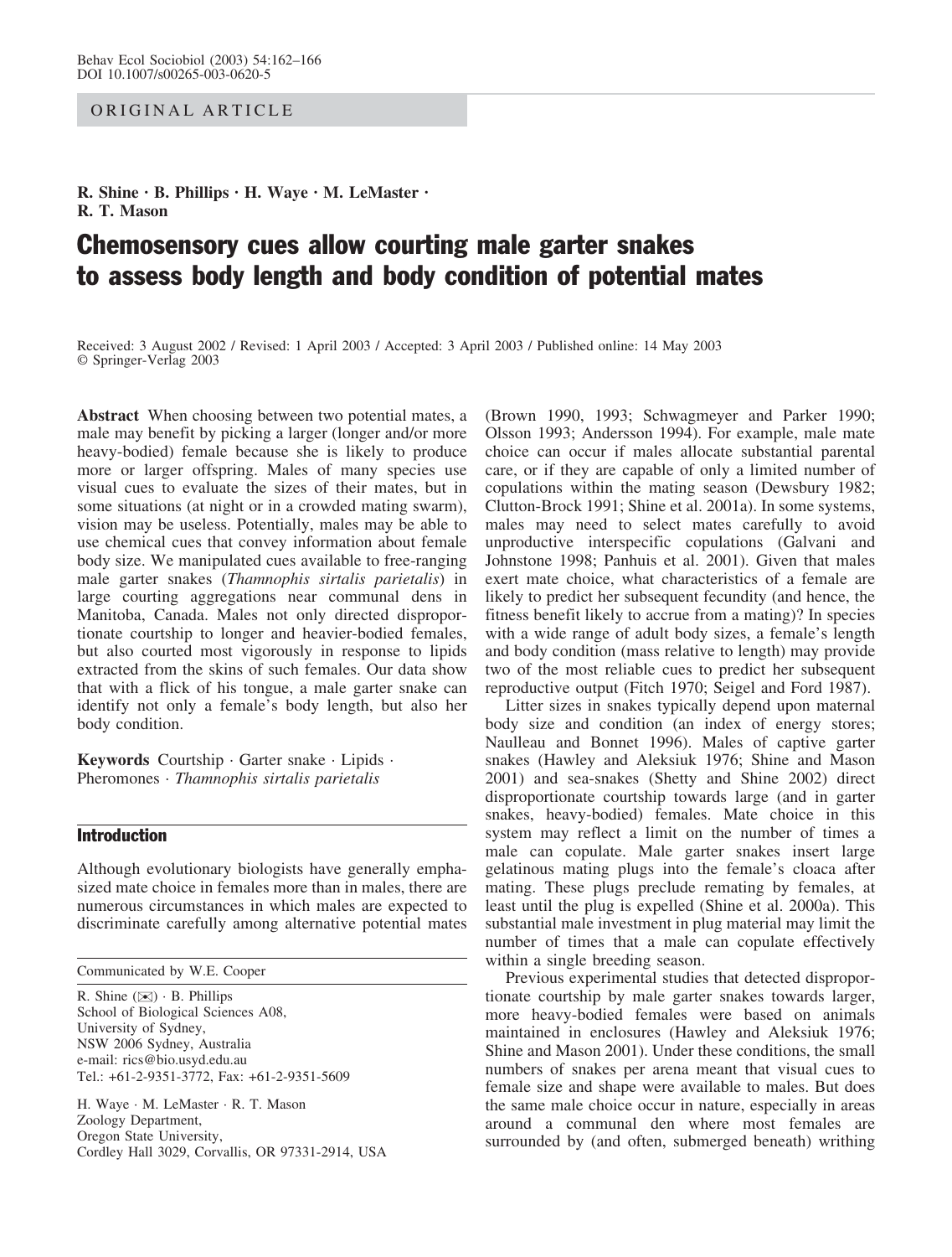ORIGINAL ARTICLE

**R. Shine · B. Phillips · H. Waye · M. LeMaster · R. T. Mason**

# Chemosensory cues allow courting male garter snakes to assess body length and body condition of potential mates

Received: 3 August 2002 / Revised: 1 April 2003 / Accepted: 3 April 2003 / Published online: 14 May 2003
© Springer-Verlag 2003

**Abstract** When choosing between two potential mates, a male may benefit by picking a larger (longer and/or more heavy-bodied) female because she is likely to produce more or larger offspring. Males of many species use visual cues to evaluate the sizes of their mates, but in some situations (at night or in a crowded mating swarm), vision may be useless. Potentially, males may be able to use chemical cues that convey information about female body size. We manipulated cues available to free-ranging male garter snakes (*Thamnophis sirtalis parietalis*) in large courting aggregations near communal dens in Manitoba, Canada. Males not only directed disproportionate courtship to longer and heavier-bodied females, but also courted most vigorously in response to lipids extracted from the skins of such females. Our data show that with a flick of his tongue, a male garter snake can identify not only a female's body length, but also her body condition.

**Keywords** Courtship · Garter snake · Lipids · Pheromones · *Thamnophis sirtalis parietalis*

## Introduction

Although evolutionary biologists have generally emphasized mate choice in females more than in males, there are numerous circumstances in which males are expected to discriminate carefully among alternative potential mates (Brown 1990, 1993; Schwagmeyer and Parker 1990; Olsson 1993; Andersson 1994). For example, male mate choice can occur if males allocate substantial parental care, or if they are capable of only a limited number of copulations within the mating season (Dewsbury 1982; Clutton-Brock 1991; Shine et al. 2001a). In some systems, males may need to select mates carefully to avoid unproductive interspecific copulations (Galvani and Johnstone 1998; Panhuis et al. 2001). Given that males exert mate choice, what characteristics of a female are likely to predict her subsequent fecundity (and hence, the fitness benefit likely to accrue from a mating)? In species with a wide range of adult body sizes, a female's length and body condition (mass relative to length) may provide two of the most reliable cues to predict her subsequent reproductive output (Fitch 1970; Seigel and Ford 1987).

Litter sizes in snakes typically depend upon maternal body size and condition (an index of energy stores; Naulleau and Bonnet 1996). Males of captive garter snakes (Hawley and Aleksiuk 1976; Shine and Mason 2001) and sea-snakes (Shetty and Shine 2002) direct disproportionate courtship towards large (and in garter snakes, heavy-bodied) females. Mate choice in this system may reflect a limit on the number of times a male can copulate. Male garter snakes insert large gelatinous mating plugs into the female's cloaca after mating. These plugs preclude remating by females, at least until the plug is expelled (Shine et al. 2000a). This substantial male investment in plug material may limit the number of times that a male can copulate effectively within a single breeding season.

Previous experimental studies that detected disproportionate courtship by male garter snakes towards larger, more heavy-bodied females were based on animals maintained in enclosures (Hawley and Aleksiuk 1976; Shine and Mason 2001). Under these conditions, the small numbers of snakes per arena meant that visual cues to female size and shape were available to males. But does the same male choice occur in nature, especially in areas around a communal den where most females are surrounded by (and often, submerged beneath) writhing

---

Communicated by W.E. Cooper

R. Shine (✉) · B. Phillips
School of Biological Sciences A08,
University of Sydney,
NSW 2006 Sydney, Australia
e-mail: rics@bio.usyd.edu.au
Tel.: +61-2-9351-3772, Fax: +61-2-9351-5609

H. Waye · M. LeMaster · R. T. Mason
Zoology Department,
Oregon State University,
Cordley Hall 3029, Corvallis, OR 97331-2914, USA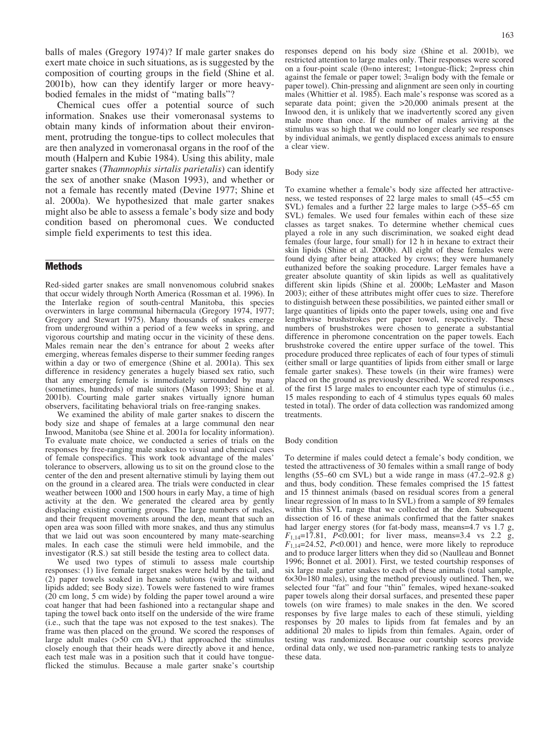balls of males (Gregory 1974)? If male garter snakes do exert mate choice in such situations, as is suggested by the composition of courting groups in the field (Shine et al. 2001b), how can they identify larger or more heavy-bodied females in the midst of "mating balls"?

Chemical cues offer a potential source of such information. Snakes use their vomeronasal systems to obtain many kinds of information about their environment, protruding the tongue-tips to collect molecules that are then analyzed in vomeronasal organs in the roof of the mouth (Halpern and Kubie 1984). Using this ability, male garter snakes (*Thamnophis sirtalis parietalis*) can identify the sex of another snake (Mason 1993), and whether or not a female has recently mated (Devine 1977; Shine et al. 2000a). We hypothesized that male garter snakes might also be able to assess a female's body size and body condition based on pheromonal cues. We conducted simple field experiments to test this idea.

## Methods

Red-sided garter snakes are small nonvenomous colubrid snakes that occur widely through North America (Rossman et al. 1996). In the Interlake region of south-central Manitoba, this species overwinters in large communal hibernacula (Gregory 1974, 1977; Gregory and Stewart 1975). Many thousands of snakes emerge from underground within a period of a few weeks in spring, and vigorous courtship and mating occur in the vicinity of these dens. Males remain near the den's entrance for about 2 weeks after emerging, whereas females disperse to their summer feeding ranges within a day or two of emergence (Shine et al. 2001a). This sex difference in residency generates a hugely biased sex ratio, such that any emerging female is immediately surrounded by many (sometimes, hundreds) of male suitors (Mason 1993; Shine et al. 2001b). Courting male garter snakes virtually ignore human observers, facilitating behavioral trials on free-ranging snakes.

We examined the ability of male garter snakes to discern the body size and shape of females at a large communal den near Inwood, Manitoba (see Shine et al. 2001a for locality information). To evaluate mate choice, we conducted a series of trials on the responses by free-ranging male snakes to visual and chemical cues of female conspecifics. This work took advantage of the males' tolerance to observers, allowing us to sit on the ground close to the center of the den and present alternative stimuli by laying them out on the ground in a cleared area. The trials were conducted in clear weather between 1000 and 1500 hours in early May, a time of high activity at the den. We generated the cleared area by gently displacing existing courting groups. The large numbers of males, and their frequent movements around the den, meant that such an open area was soon filled with more snakes, and thus any stimulus that we laid out was soon encountered by many mate-searching males. In each case the stimuli were held immobile, and the investigator (R.S.) sat still beside the testing area to collect data.

We used two types of stimuli to assess male courtship responses: (1) live female target snakes were held by the tail, and (2) paper towels soaked in hexane solutions (with and without lipids added; see Body size). Towels were fastened to wire frames (20 cm long, 5 cm wide) by folding the paper towel around a wire coat hanger that had been fashioned into a rectangular shape and taping the towel back onto itself on the underside of the wire frame (i.e., such that the tape was not exposed to the test snakes). The frame was then placed on the ground. We scored the responses of large adult males (>50 cm SVL) that approached the stimulus closely enough that their heads were directly above it and hence, each test male was in a position such that it could have tongue-flicked the stimulus. Because a male garter snake's courtship responses depend on his body size (Shine et al. 2001b), we restricted attention to large males only. Their responses were scored on a four-point scale (0=no interest; 1=tongue-flick; 2=press chin against the female or paper towel; 3=align body with the female or paper towel). Chin-pressing and alignment are seen only in courting males (Whittier et al. 1985). Each male's response was scored as a separate data point; given the >20,000 animals present at the Inwood den, it is unlikely that we inadvertently scored any given male more than once. If the number of males arriving at the stimulus was so high that we could no longer clearly see responses by individual animals, we gently displaced excess animals to ensure a clear view.

### Body size

To examine whether a female's body size affected her attractiveness, we tested responses of 22 large males to small (45–<55 cm SVL) females and a further 22 large males to large (>55–65 cm SVL) females. We used four females within each of these size classes as target snakes. To determine whether chemical cues played a role in any such discrimination, we soaked eight dead females (four large, four small) for 12 h in hexane to extract their skin lipids (Shine et al. 2000b). All eight of these females were found dying after being attacked by crows; they were humanely euthanized before the soaking procedure. Larger females have a greater absolute quantity of skin lipids as well as qualitatively different skin lipids (Shine et al. 2000b; LeMaster and Mason 2003); either of these attributes might offer cues to size. Therefore to distinguish between these possibilities, we painted either small or large quantities of lipids onto the paper towels, using one and five lengthwise brushstrokes per paper towel, respectively. These numbers of brushstrokes were chosen to generate a substantial difference in pheromone concentration on the paper towels. Each brushstroke covered the entire upper surface of the towel. This procedure produced three replicates of each of four types of stimuli (either small or large quantities of lipids from either small or large female garter snakes). These towels (in their wire frames) were placed on the ground as previously described. We scored responses of the first 15 large males to encounter each type of stimulus (i.e., 15 males responding to each of 4 stimulus types equals 60 males tested in total). The order of data collection was randomized among treatments.

### Body condition

To determine if males could detect a female's body condition, we tested the attractiveness of 30 females within a small range of body lengths (55–60 cm SVL) but a wide range in mass (47.2–92.8 g) and thus, body condition. These females comprised the 15 fattest and 15 thinnest animals (based on residual scores from a general linear regression of ln mass to ln SVL) from a sample of 89 females within this SVL range that we collected at the den. Subsequent dissection of 16 of these animals confirmed that the fatter snakes had larger energy stores (for fat-body mass, means=4.7 vs 1.7 g, $F_{1,14}$=17.81, $P$<0.001; for liver mass, means=3.4 vs 2.2 g, $F_{1,14}$=24.52, $P$<0.001) and hence, were more likely to reproduce and to produce larger litters when they did so (Naulleau and Bonnet 1996; Bonnet et al. 2001). First, we tested courtship responses of six large male garter snakes to each of these animals (total sample, 6×30=180 males), using the method previously outlined. Then, we selected four "fat" and four "thin" females, wiped hexane-soaked paper towels along their dorsal surfaces, and presented these paper towels (on wire frames) to male snakes in the den. We scored responses by five large males to each of these stimuli, yielding responses by 20 males to lipids from fat females and by an additional 20 males to lipids from thin females. Again, order of testing was randomized. Because our courtship scores provide ordinal data only, we used non-parametric ranking tests to analyze these data.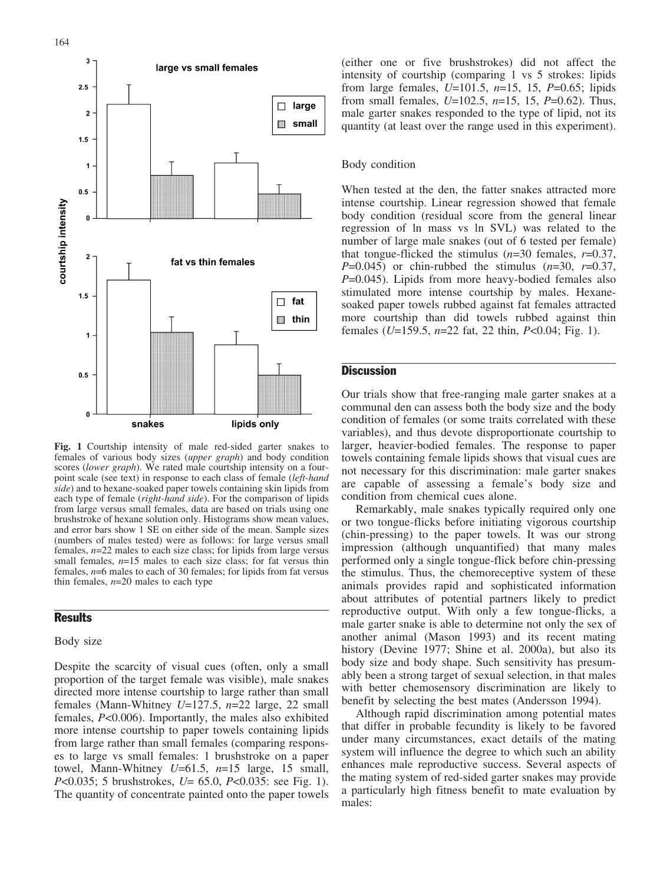Fig. 1 Courtship intensity of male red-sided garter snakes to females of various body sizes (*upper graph*) and body condition scores (*lower graph*). We rated male courtship intensity on a four-point scale (see text) in response to each class of female (*left-hand side*) and to hexane-soaked paper towels containing skin lipids from each type of female (*right-hand side*). For the comparison of lipids from large versus small females, data are based on trials using one brushstroke of hexane solution only. Histograms show mean values, and error bars show 1 SE on either side of the mean. Sample sizes (numbers of males tested) were as follows: for large versus small females, $n$=22 males to each size class; for lipids from large versus small females, $n$=15 males to each size class; for fat versus thin females, $n$=6 males to each of 30 females; for lipids from fat versus thin females, $n$=20 males to each type

## Results

### Body size

Despite the scarcity of visual cues (often, only a small proportion of the target female was visible), male snakes directed more intense courtship to large rather than small females (Mann-Whitney $U$=127.5, $n$=22 large, 22 small females, $P$<0.006). Importantly, the males also exhibited more intense courtship to paper towels containing lipids from large rather than small females (comparing responses to large vs small females: 1 brushstroke on a paper towel, Mann-Whitney $U$=61.5, $n$=15 large, 15 small, $P$<0.035; 5 brushstrokes, $U$= 65.0, $P$<0.035: see Fig. 1). The quantity of concentrate painted onto the paper towels (either one or five brushstrokes) did not affect the intensity of courtship (comparing 1 vs 5 strokes: lipids from large females, $U$=101.5, $n$=15, 15, $P$=0.65; lipids from small females, $U$=102.5, $n$=15, 15, $P$=0.62). Thus, male garter snakes responded to the type of lipid, not its quantity (at least over the range used in this experiment).

### Body condition

When tested at the den, the fatter snakes attracted more intense courtship. Linear regression showed that female body condition (residual score from the general linear regression of ln mass vs ln SVL) was related to the number of large male snakes (out of 6 tested per female) that tongue-flicked the stimulus ($n$=30 females, $r$=0.37, $P$=0.045) or chin-rubbed the stimulus ($n$=30, $r$=0.37, $P$=0.045). Lipids from more heavy-bodied females also stimulated more intense courtship by males. Hexane-soaked paper towels rubbed against fat females attracted more courtship than did towels rubbed against thin females ($U$=159.5, $n$=22 fat, 22 thin, $P$<0.04; Fig. 1).

## Discussion

Our trials show that free-ranging male garter snakes at a communal den can assess both the body size and the body condition of females (or some traits correlated with these variables), and thus devote disproportionate courtship to larger, heavier-bodied females. The response to paper towels containing female lipids shows that visual cues are not necessary for this discrimination: male garter snakes are capable of assessing a female's body size and condition from chemical cues alone.

Remarkably, male snakes typically required only one or two tongue-flicks before initiating vigorous courtship (chin-pressing) to the paper towels. It was our strong impression (although unquantified) that many males performed only a single tongue-flick before chin-pressing the stimulus. Thus, the chemoreceptive system of these animals provides rapid and sophisticated information about attributes of potential partners likely to predict reproductive output. With only a few tongue-flicks, a male garter snake is able to determine not only the sex of another animal (Mason 1993) and its recent mating history (Devine 1977; Shine et al. 2000a), but also its body size and body shape. Such sensitivity has presumably been a strong target of sexual selection, in that males with better chemosensory discrimination are likely to benefit by selecting the best mates (Andersson 1994).

Although rapid discrimination among potential mates that differ in probable fecundity is likely to be favored under many circumstances, exact details of the mating system will influence the degree to which such an ability enhances male reproductive success. Several aspects of the mating system of red-sided garter snakes may provide a particularly high fitness benefit to mate evaluation by males: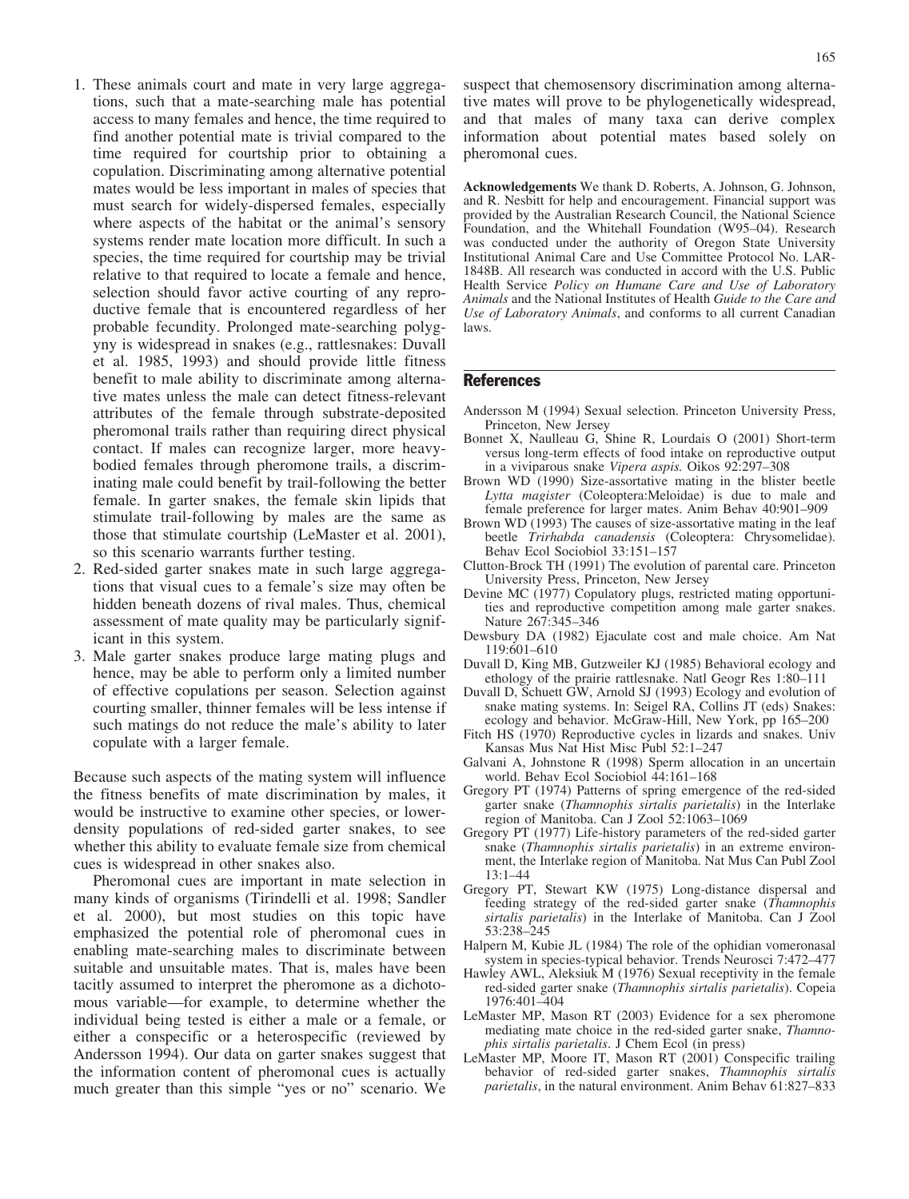1. These animals court and mate in very large aggregations, such that a mate-searching male has potential access to many females and hence, the time required to find another potential mate is trivial compared to the time required for courtship prior to obtaining a copulation. Discriminating among alternative potential mates would be less important in males of species that must search for widely-dispersed females, especially where aspects of the habitat or the animal's sensory systems render mate location more difficult. In such a species, the time required for courtship may be trivial relative to that required to locate a female and hence, selection should favor active courting of any reproductive female that is encountered regardless of her probable fecundity. Prolonged mate-searching polygyny is widespread in snakes (e.g., rattlesnakes: Duvall et al. 1985, 1993) and should provide little fitness benefit to male ability to discriminate among alternative mates unless the male can detect fitness-relevant attributes of the female through substrate-deposited pheromonal trails rather than requiring direct physical contact. If males can recognize larger, more heavy-bodied females through pheromone trails, a discriminating male could benefit by trail-following the better female. In garter snakes, the female skin lipids that stimulate trail-following by males are the same as those that stimulate courtship (LeMaster et al. 2001), so this scenario warrants further testing.
2. Red-sided garter snakes mate in such large aggregations that visual cues to a female's size may often be hidden beneath dozens of rival males. Thus, chemical assessment of mate quality may be particularly significant in this system.
3. Male garter snakes produce large mating plugs and hence, may be able to perform only a limited number of effective copulations per season. Selection against courting smaller, thinner females will be less intense if such matings do not reduce the male's ability to later copulate with a larger female.

Because such aspects of the mating system will influence the fitness benefits of mate discrimination by males, it would be instructive to examine other species, or lower-density populations of red-sided garter snakes, to see whether this ability to evaluate female size from chemical cues is widespread in other snakes also.

Pheromonal cues are important in mate selection in many kinds of organisms (Tirindelli et al. 1998; Sandler et al. 2000), but most studies on this topic have emphasized the potential role of pheromonal cues in enabling mate-searching males to discriminate between suitable and unsuitable mates. That is, males have been tacitly assumed to interpret the pheromone as a dichotomous variable—for example, to determine whether the individual being tested is either a male or a female, or either a conspecific or a heterospecific (reviewed by Andersson 1994). Our data on garter snakes suggest that the information content of pheromonal cues is actually much greater than this simple "yes or no" scenario. We suspect that chemosensory discrimination among alternative mates will prove to be phylogenetically widespread, and that males of many taxa can derive complex information about potential mates based solely on pheromonal cues.

**Acknowledgements** We thank D. Roberts, A. Johnson, G. Johnson, and R. Nesbitt for help and encouragement. Financial support was provided by the Australian Research Council, the National Science Foundation, and the Whitehall Foundation (W95–04). Research was conducted under the authority of Oregon State University Institutional Animal Care and Use Committee Protocol No. LAR-1848B. All research was conducted in accord with the U.S. Public Health Service *Policy on Humane Care and Use of Laboratory Animals* and the National Institutes of Health *Guide to the Care and Use of Laboratory Animals*, and conforms to all current Canadian laws.

## References

Andersson M (1994) Sexual selection. Princeton University Press, Princeton, New Jersey

Bonnet X, Naulleau G, Shine R, Lourdais O (2001) Short-term versus long-term effects of food intake on reproductive output in a viviparous snake *Vipera aspis.* Oikos 92:297–308

Brown WD (1990) Size-assortative mating in the blister beetle *Lytta magister* (Coleoptera:Meloidae) is due to male and female preference for larger mates. Anim Behav 40:901–909

Brown WD (1993) The causes of size-assortative mating in the leaf beetle *Trirhabda canadensis* (Coleoptera: Chrysomelidae). Behav Ecol Sociobiol 33:151–157

Clutton-Brock TH (1991) The evolution of parental care. Princeton University Press, Princeton, New Jersey

Devine MC (1977) Copulatory plugs, restricted mating opportunities and reproductive competition among male garter snakes. Nature 267:345–346

Dewsbury DA (1982) Ejaculate cost and male choice. Am Nat 119:601–610

Duvall D, King MB, Gutzweiler KJ (1985) Behavioral ecology and ethology of the prairie rattlesnake. Natl Geogr Res 1:80–111

Duvall D, Schuett GW, Arnold SJ (1993) Ecology and evolution of snake mating systems. In: Seigel RA, Collins JT (eds) Snakes: ecology and behavior. McGraw-Hill, New York, pp 165–200

Fitch HS (1970) Reproductive cycles in lizards and snakes. Univ Kansas Mus Nat Hist Misc Publ 52:1–247

Galvani A, Johnstone R (1998) Sperm allocation in an uncertain world. Behav Ecol Sociobiol 44:161–168

Gregory PT (1974) Patterns of spring emergence of the red-sided garter snake (*Thamnophis sirtalis parietalis*) in the Interlake region of Manitoba. Can J Zool 52:1063–1069

Gregory PT (1977) Life-history parameters of the red-sided garter snake (*Thamnophis sirtalis parietalis*) in an extreme environment, the Interlake region of Manitoba. Nat Mus Can Publ Zool 13:1–44

Gregory PT, Stewart KW (1975) Long-distance dispersal and feeding strategy of the red-sided garter snake (*Thamnophis sirtalis parietalis*) in the Interlake of Manitoba. Can J Zool 53:238–245

Halpern M, Kubie JL (1984) The role of the ophidian vomeronasal system in species-typical behavior. Trends Neurosci 7:472–477

Hawley AWL, Aleksiuk M (1976) Sexual receptivity in the female red-sided garter snake (*Thamnophis sirtalis parietalis*). Copeia 1976:401–404

LeMaster MP, Mason RT (2003) Evidence for a sex pheromone mediating mate choice in the red-sided garter snake, *Thamnophis sirtalis parietalis*. J Chem Ecol (in press)

LeMaster MP, Moore IT, Mason RT (2001) Conspecific trailing behavior of red-sided garter snakes, *Thamnophis sirtalis parietalis*, in the natural environment. Anim Behav 61:827–833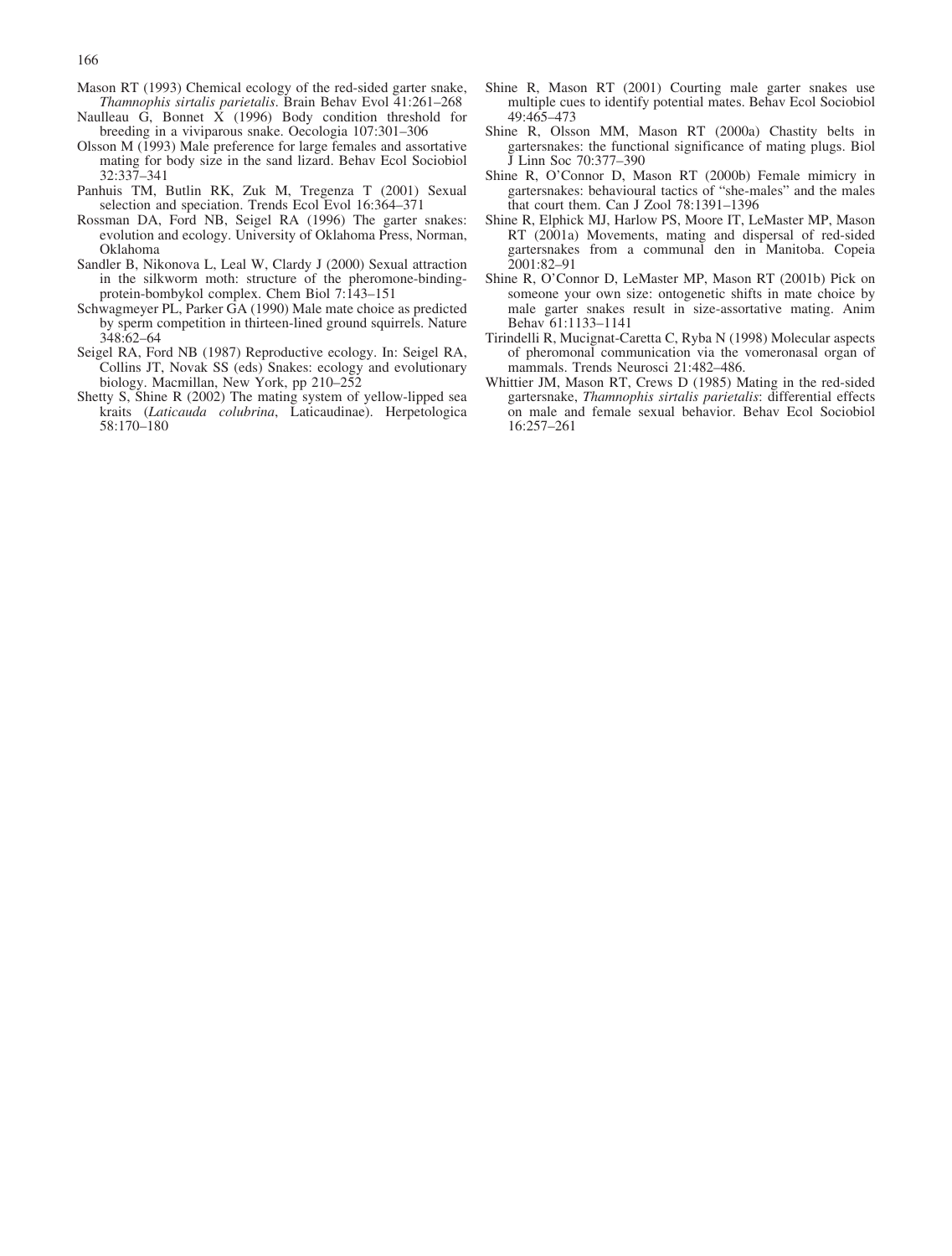Mason RT (1993) Chemical ecology of the red-sided garter snake, *Thamnophis sirtalis parietalis*. Brain Behav Evol 41:261–268

Naulleau G, Bonnet X (1996) Body condition threshold for breeding in a viviparous snake. Oecologia 107:301–306

Olsson M (1993) Male preference for large females and assortative mating for body size in the sand lizard. Behav Ecol Sociobiol 32:337–341

Panhuis TM, Butlin RK, Zuk M, Tregenza T (2001) Sexual selection and speciation. Trends Ecol Evol 16:364–371

Rossman DA, Ford NB, Seigel RA (1996) The garter snakes: evolution and ecology. University of Oklahoma Press, Norman, Oklahoma

Sandler B, Nikonova L, Leal W, Clardy J (2000) Sexual attraction in the silkworm moth: structure of the pheromone-binding-protein-bombykol complex. Chem Biol 7:143–151

Schwagmeyer PL, Parker GA (1990) Male mate choice as predicted by sperm competition in thirteen-lined ground squirrels. Nature 348:62–64

Seigel RA, Ford NB (1987) Reproductive ecology. In: Seigel RA, Collins JT, Novak SS (eds) Snakes: ecology and evolutionary biology. Macmillan, New York, pp 210–252

Shetty S, Shine R (2002) The mating system of yellow-lipped sea kraits (*Laticauda colubrina*, Laticaudinae). Herpetologica 58:170–180

Shine R, Mason RT (2001) Courting male garter snakes use multiple cues to identify potential mates. Behav Ecol Sociobiol 49:465–473

Shine R, Olsson MM, Mason RT (2000a) Chastity belts in gartersnakes: the functional significance of mating plugs. Biol J Linn Soc 70:377–390

Shine R, O'Connor D, Mason RT (2000b) Female mimicry in gartersnakes: behavioural tactics of "she-males" and the males that court them. Can J Zool 78:1391–1396

Shine R, Elphick MJ, Harlow PS, Moore IT, LeMaster MP, Mason RT (2001a) Movements, mating and dispersal of red-sided gartersnakes from a communal den in Manitoba. Copeia 2001:82–91

Shine R, O'Connor D, LeMaster MP, Mason RT (2001b) Pick on someone your own size: ontogenetic shifts in mate choice by male garter snakes result in size-assortative mating. Anim Behav 61:1133–1141

Tirindelli R, Mucignat-Caretta C, Ryba N (1998) Molecular aspects of pheromonal communication via the vomeronasal organ of mammals. Trends Neurosci 21:482–486.

Whittier JM, Mason RT, Crews D (1985) Mating in the red-sided gartersnake, *Thamnophis sirtalis parietalis*: differential effects on male and female sexual behavior. Behav Ecol Sociobiol 16:257–261